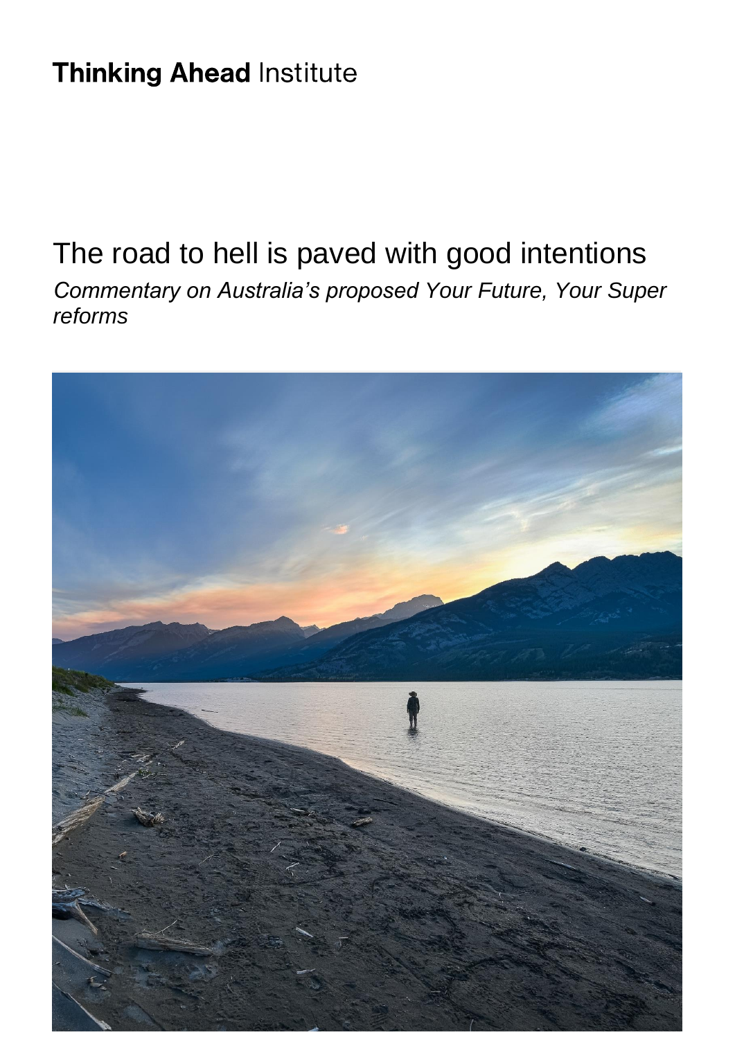**Thinking Ahead** Institute

# The road to hell is paved with good intentions

*Commentary on Australia's proposed Your Future, Your Super reforms*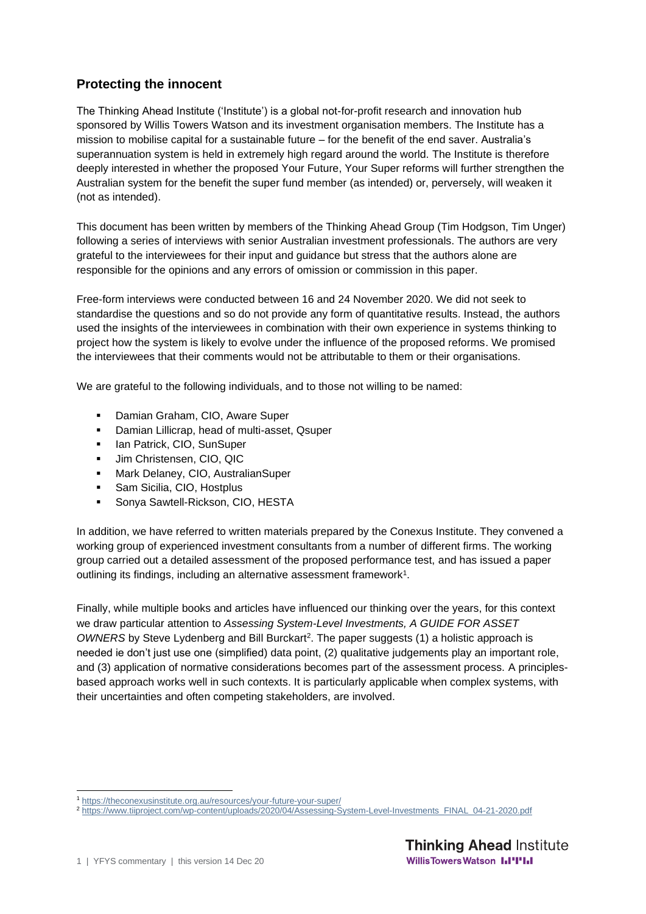## Protecting the innocent

The Thinking Ahead Institute ('Institute') is a global not-for-profit research and innovation hub sponsored by Willis Towers Watson and its investment organisation members. The Institute has a mission to mobilise capital for a sustainable future – for the benefit of the end saver. Australia's superannuation system is held in extremely high regard around the world. The Institute is therefore deeply interested in whether the proposed Your Future, Your Super reforms will further strengthen the Australian system for the benefit the super fund member (as intended) or, perversely, will weaken it (not as intended).

This document has been written by members of the Thinking Ahead Group (Tim Hodgson, Tim Unger) following a series of interviews with senior Australian investment professionals. The authors are very grateful to the interviewees for their input and guidance but stress that the authors alone are responsible for the opinions and any errors of omission or commission in this paper.

Free-form interviews were conducted between 16 and 24 November 2020. We did not seek to standardise the questions and so do not provide any form of quantitative results. Instead, the authors used the insights of the interviewees in combination with their own experience in systems thinking to project how the system is likely to evolve under the influence of the proposed reforms. We promised the interviewees that their comments would not be attributable to them or their organisations.

We are grateful to the following individuals, and to those not willing to be named:

- Damian Graham, CIO, Aware Super
- Damian Lillicrap, head of multi-asset, Qsuper
- Ian Patrick, CIO, SunSuper
- Jim Christensen, CIO, QIC
- Mark Delaney, CIO, AustralianSuper
- Sam Sicilia, CIO, Hostplus
- Sonya Sawtell-Rickson, CIO, HESTA

In addition, we have referred to written materials prepared by the Conexus Institute. They convened a working group of experienced investment consultants from a number of different firms. The working group carried out a detailed assessment of the proposed performance test, and has issued a paper outlining its findings, including an alternative assessment framework[1].

Finally, while multiple books and articles have influenced our thinking over the years, for this context we draw particular attention to *Assessing System-Level Investments, A GUIDE FOR ASSET OWNERS* by Steve Lydenberg and Bill Burckart[2]. The paper suggests (1) a holistic approach is needed ie don't just use one (simplified) data point, (2) qualitative judgements play an important role, and (3) application of normative considerations becomes part of the assessment process. A principles-based approach works well in such contexts. It is particularly applicable when complex systems, with their uncertainties and often competing stakeholders, are involved.

[1] https://theconexusinstitute.org.au/resources/your-future-your-super/

[2] https://www.tiiproject.com/wp-content/uploads/2020/04/Assessing-System-Level-Investments_FINAL_04-21-2020.pdf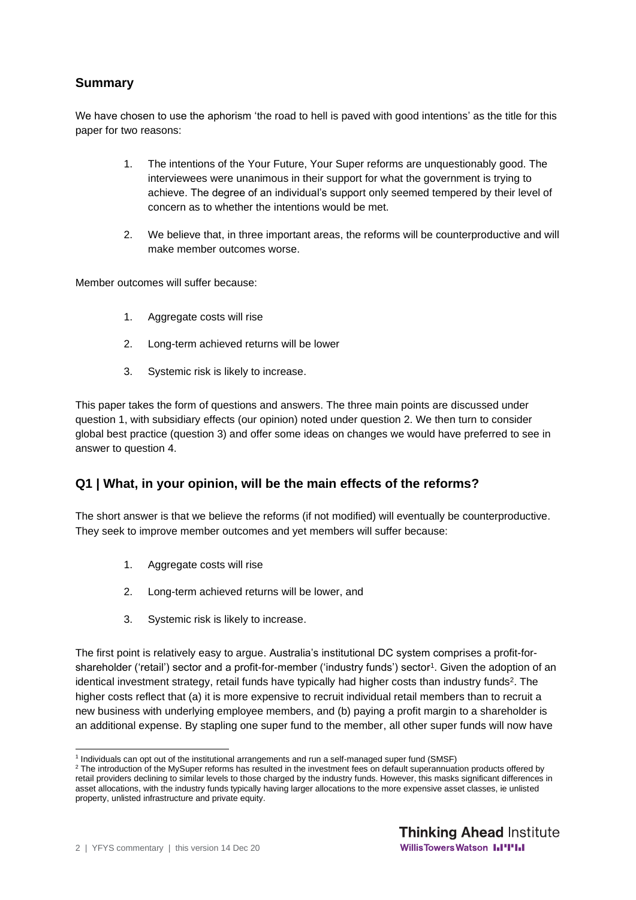## Summary

We have chosen to use the aphorism 'the road to hell is paved with good intentions' as the title for this paper for two reasons:

1. The intentions of the Your Future, Your Super reforms are unquestionably good. The interviewees were unanimous in their support for what the government is trying to achieve. The degree of an individual's support only seemed tempered by their level of concern as to whether the intentions would be met.

2. We believe that, in three important areas, the reforms will be counterproductive and will make member outcomes worse.

Member outcomes will suffer because:

1. Aggregate costs will rise

2. Long-term achieved returns will be lower

3. Systemic risk is likely to increase.

This paper takes the form of questions and answers. The three main points are discussed under question 1, with subsidiary effects (our opinion) noted under question 2. We then turn to consider global best practice (question 3) and offer some ideas on changes we would have preferred to see in answer to question 4.

## Q1 | What, in your opinion, will be the main effects of the reforms?

The short answer is that we believe the reforms (if not modified) will eventually be counterproductive. They seek to improve member outcomes and yet members will suffer because:

1. Aggregate costs will rise

2. Long-term achieved returns will be lower, and

3. Systemic risk is likely to increase.

The first point is relatively easy to argue. Australia's institutional DC system comprises a profit-for-shareholder ('retail') sector and a profit-for-member ('industry funds') sector[1]. Given the adoption of an identical investment strategy, retail funds have typically had higher costs than industry funds[2]. The higher costs reflect that (a) it is more expensive to recruit individual retail members than to recruit a new business with underlying employee members, and (b) paying a profit margin to a shareholder is an additional expense. By stapling one super fund to the member, all other super funds will now have

[1] Individuals can opt out of the institutional arrangements and run a self-managed super fund (SMSF)

[2] The introduction of the MySuper reforms has resulted in the investment fees on default superannuation products offered by retail providers declining to similar levels to those charged by the industry funds. However, this masks significant differences in asset allocations, with the industry funds typically having larger allocations to the more expensive asset classes, ie unlisted property, unlisted infrastructure and private equity.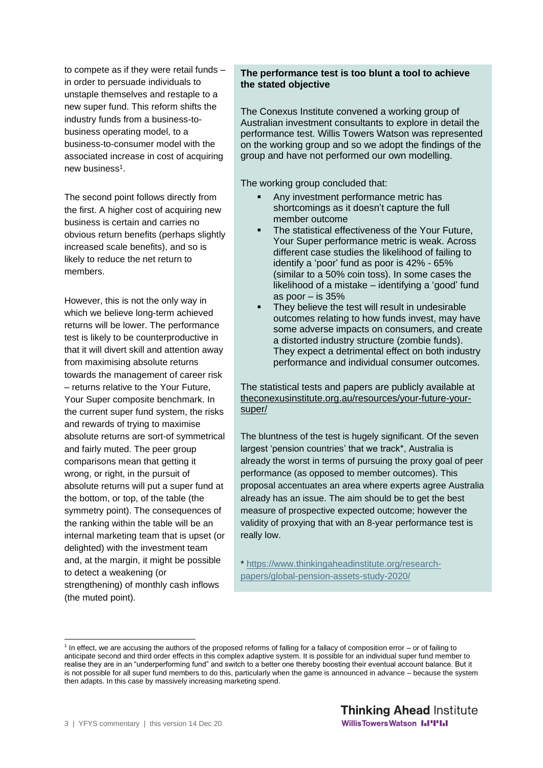to compete as if they were retail funds – in order to persuade individuals to unstaple themselves and restaple to a new super fund. This reform shifts the industry funds from a business-to-business operating model, to a business-to-consumer model with the associated increase in cost of acquiring new business[1].

The second point follows directly from the first. A higher cost of acquiring new business is certain and carries no obvious return benefits (perhaps slightly increased scale benefits), and so is likely to reduce the net return to members.

However, this is not the only way in which we believe long-term achieved returns will be lower. The performance test is likely to be counterproductive in that it will divert skill and attention away from maximising absolute returns towards the management of career risk – returns relative to the Your Future, Your Super composite benchmark. In the current super fund system, the risks and rewards of trying to maximise absolute returns are sort-of symmetrical and fairly muted. The peer group comparisons mean that getting it wrong, or right, in the pursuit of absolute returns will put a super fund at the bottom, or top, of the table (the symmetry point). The consequences of the ranking within the table will be an internal marketing team that is upset (or delighted) with the investment team and, at the margin, it might be possible to detect a weakening (or strengthening) of monthly cash inflows (the muted point).

**The performance test is too blunt a tool to achieve the stated objective**

The Conexus Institute convened a working group of Australian investment consultants to explore in detail the performance test. Willis Towers Watson was represented on the working group and so we adopt the findings of the group and have not performed our own modelling.

The working group concluded that:

- Any investment performance metric has shortcomings as it doesn't capture the full member outcome
- The statistical effectiveness of the Your Future, Your Super performance metric is weak. Across different case studies the likelihood of failing to identify a 'poor' fund as poor is 42% - 65% (similar to a 50% coin toss). In some cases the likelihood of a mistake – identifying a 'good' fund as poor – is 35%
- They believe the test will result in undesirable outcomes relating to how funds invest, may have some adverse impacts on consumers, and create a distorted industry structure (zombie funds). They expect a detrimental effect on both industry performance and individual consumer outcomes.

The statistical tests and papers are publicly available at theconexusinstitute.org.au/resources/your-future-your-super/

The bluntness of the test is hugely significant. Of the seven largest 'pension countries' that we track*, Australia is already the worst in terms of pursuing the proxy goal of peer performance (as opposed to member outcomes). This proposal accentuates an area where experts agree Australia already has an issue. The aim should be to get the best measure of prospective expected outcome; however the validity of proxying that with an 8-year performance test is really low.

* https://www.thinkingaheadinstitute.org/research-papers/global-pension-assets-study-2020/

[1] In effect, we are accusing the authors of the proposed reforms of falling for a fallacy of composition error – or of failing to anticipate second and third order effects in this complex adaptive system. It is possible for an individual super fund member to realise they are in an "underperforming fund" and switch to a better one thereby boosting their eventual account balance. But it is not possible for all super fund members to do this, particularly when the game is announced in advance – because the system then adapts. In this case by massively increasing marketing spend.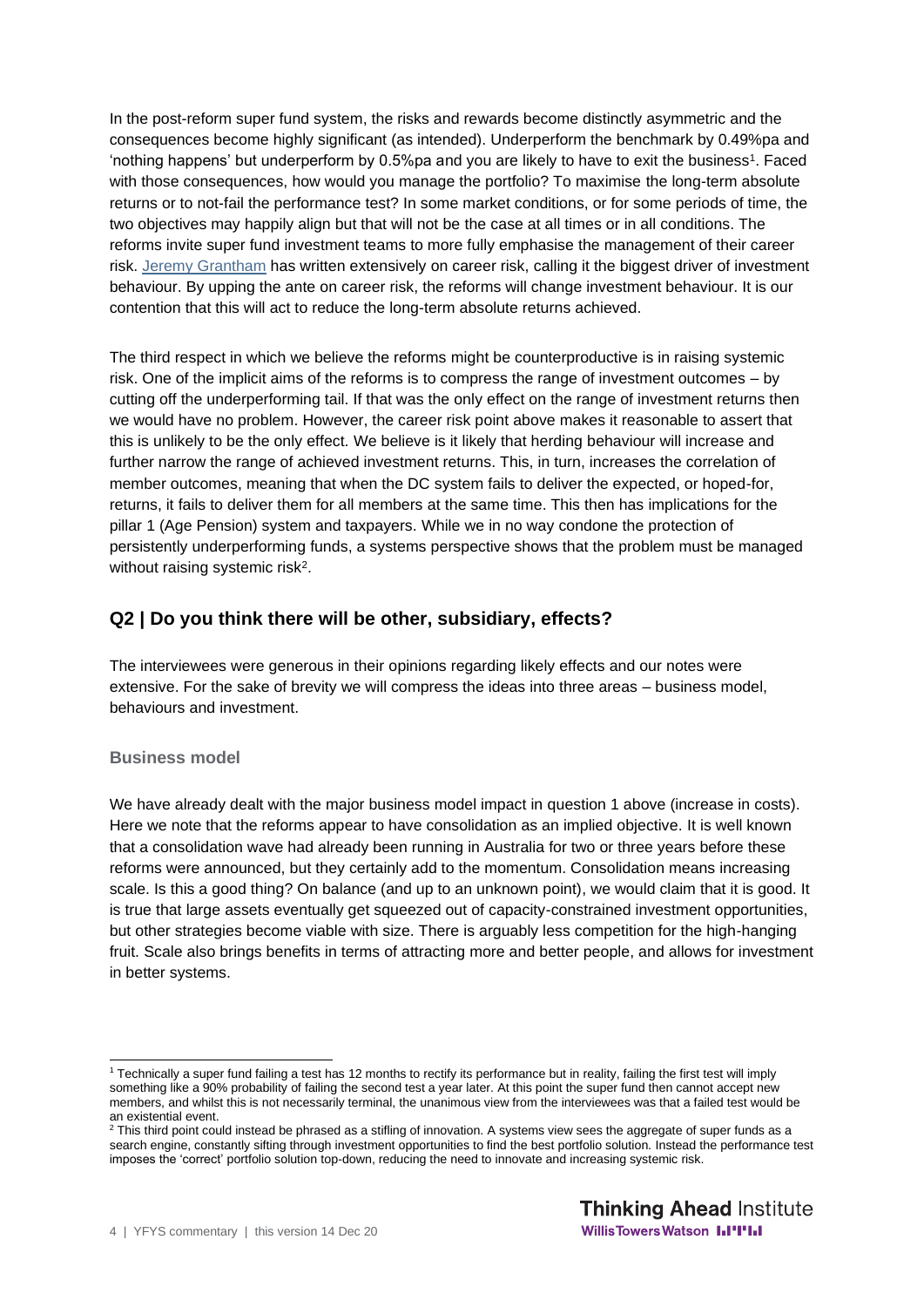In the post-reform super fund system, the risks and rewards become distinctly asymmetric and the consequences become highly significant (as intended). Underperform the benchmark by 0.49%pa and 'nothing happens' but underperform by 0.5%pa and you are likely to have to exit the business[1]. Faced with those consequences, how would you manage the portfolio? To maximise the long-term absolute returns or to not-fail the performance test? In some market conditions, or for some periods of time, the two objectives may happily align but that will not be the case at all times or in all conditions. The reforms invite super fund investment teams to more fully emphasise the management of their career risk. Jeremy Grantham has written extensively on career risk, calling it the biggest driver of investment behaviour. By upping the ante on career risk, the reforms will change investment behaviour. It is our contention that this will act to reduce the long-term absolute returns achieved.

The third respect in which we believe the reforms might be counterproductive is in raising systemic risk. One of the implicit aims of the reforms is to compress the range of investment outcomes – by cutting off the underperforming tail. If that was the only effect on the range of investment returns then we would have no problem. However, the career risk point above makes it reasonable to assert that this is unlikely to be the only effect. We believe is it likely that herding behaviour will increase and further narrow the range of achieved investment returns. This, in turn, increases the correlation of member outcomes, meaning that when the DC system fails to deliver the expected, or hoped-for, returns, it fails to deliver them for all members at the same time. This then has implications for the pillar 1 (Age Pension) system and taxpayers. While we in no way condone the protection of persistently underperforming funds, a systems perspective shows that the problem must be managed without raising systemic risk[2].

## Q2 | Do you think there will be other, subsidiary, effects?

The interviewees were generous in their opinions regarding likely effects and our notes were extensive. For the sake of brevity we will compress the ideas into three areas – business model, behaviours and investment.

### Business model

We have already dealt with the major business model impact in question 1 above (increase in costs). Here we note that the reforms appear to have consolidation as an implied objective. It is well known that a consolidation wave had already been running in Australia for two or three years before these reforms were announced, but they certainly add to the momentum. Consolidation means increasing scale. Is this a good thing? On balance (and up to an unknown point), we would claim that it is good. It is true that large assets eventually get squeezed out of capacity-constrained investment opportunities, but other strategies become viable with size. There is arguably less competition for the high-hanging fruit. Scale also brings benefits in terms of attracting more and better people, and allows for investment in better systems.

---

[1] Technically a super fund failing a test has 12 months to rectify its performance but in reality, failing the first test will imply something like a 90% probability of failing the second test a year later. At this point the super fund then cannot accept new members, and whilst this is not necessarily terminal, the unanimous view from the interviewees was that a failed test would be an existential event.

[2] This third point could instead be phrased as a stifling of innovation. A systems view sees the aggregate of super funds as a search engine, constantly sifting through investment opportunities to find the best portfolio solution. Instead the performance test imposes the 'correct' portfolio solution top-down, reducing the need to innovate and increasing systemic risk.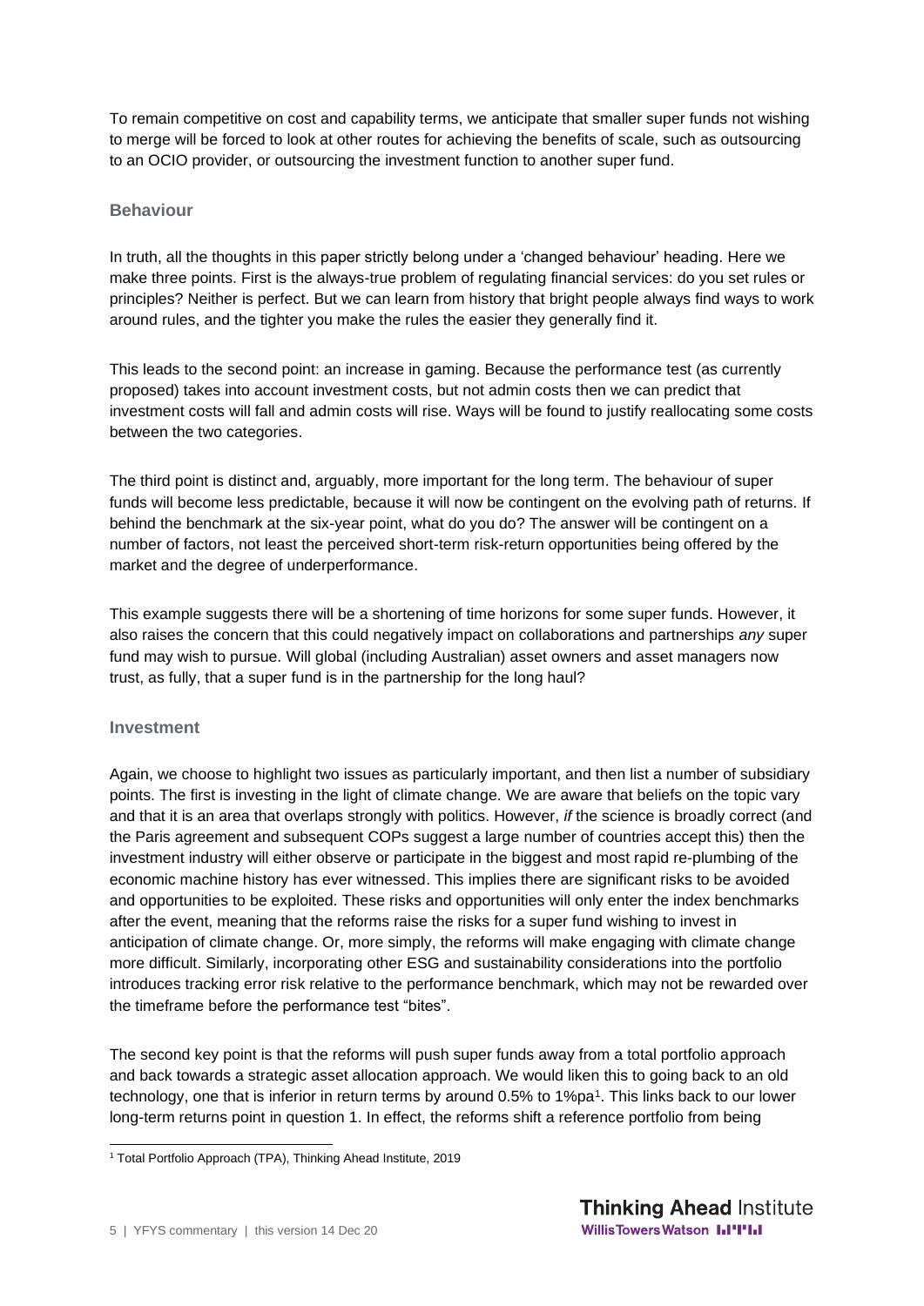To remain competitive on cost and capability terms, we anticipate that smaller super funds not wishing to merge will be forced to look at other routes for achieving the benefits of scale, such as outsourcing to an OCIO provider, or outsourcing the investment function to another super fund.

### Behaviour

In truth, all the thoughts in this paper strictly belong under a 'changed behaviour' heading. Here we make three points. First is the always-true problem of regulating financial services: do you set rules or principles? Neither is perfect. But we can learn from history that bright people always find ways to work around rules, and the tighter you make the rules the easier they generally find it.

This leads to the second point: an increase in gaming. Because the performance test (as currently proposed) takes into account investment costs, but not admin costs then we can predict that investment costs will fall and admin costs will rise. Ways will be found to justify reallocating some costs between the two categories.

The third point is distinct and, arguably, more important for the long term. The behaviour of super funds will become less predictable, because it will now be contingent on the evolving path of returns. If behind the benchmark at the six-year point, what do you do? The answer will be contingent on a number of factors, not least the perceived short-term risk-return opportunities being offered by the market and the degree of underperformance.

This example suggests there will be a shortening of time horizons for some super funds. However, it also raises the concern that this could negatively impact on collaborations and partnerships *any* super fund may wish to pursue. Will global (including Australian) asset owners and asset managers now trust, as fully, that a super fund is in the partnership for the long haul?

### Investment

Again, we choose to highlight two issues as particularly important, and then list a number of subsidiary points. The first is investing in the light of climate change. We are aware that beliefs on the topic vary and that it is an area that overlaps strongly with politics. However, *if* the science is broadly correct (and the Paris agreement and subsequent COPs suggest a large number of countries accept this) then the investment industry will either observe or participate in the biggest and most rapid re-plumbing of the economic machine history has ever witnessed. This implies there are significant risks to be avoided and opportunities to be exploited. These risks and opportunities will only enter the index benchmarks after the event, meaning that the reforms raise the risks for a super fund wishing to invest in anticipation of climate change. Or, more simply, the reforms will make engaging with climate change more difficult. Similarly, incorporating other ESG and sustainability considerations into the portfolio introduces tracking error risk relative to the performance benchmark, which may not be rewarded over the timeframe before the performance test "bites".

The second key point is that the reforms will push super funds away from a total portfolio approach and back towards a strategic asset allocation approach. We would liken this to going back to an old technology, one that is inferior in return terms by around 0.5% to 1%pa[1]. This links back to our lower long-term returns point in question 1. In effect, the reforms shift a reference portfolio from being

[1] Total Portfolio Approach (TPA), Thinking Ahead Institute, 2019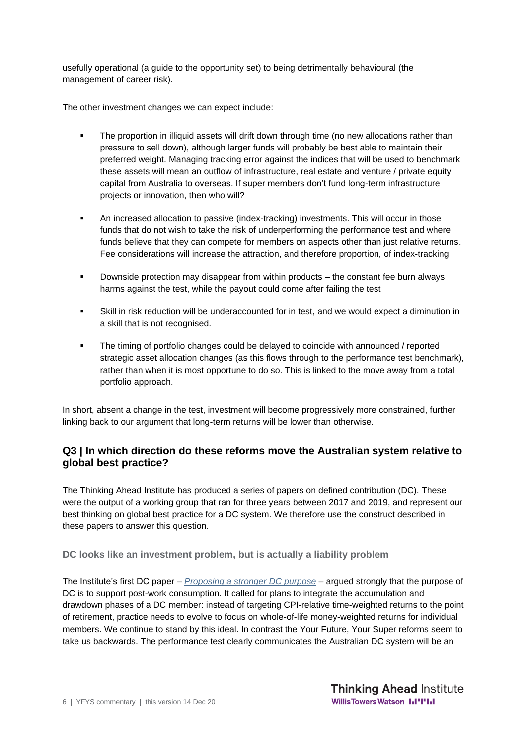usefully operational (a guide to the opportunity set) to being detrimentally behavioural (the management of career risk).

The other investment changes we can expect include:

- The proportion in illiquid assets will drift down through time (no new allocations rather than pressure to sell down), although larger funds will probably be best able to maintain their preferred weight. Managing tracking error against the indices that will be used to benchmark these assets will mean an outflow of infrastructure, real estate and venture / private equity capital from Australia to overseas. If super members don't fund long-term infrastructure projects or innovation, then who will?
- An increased allocation to passive (index-tracking) investments. This will occur in those funds that do not wish to take the risk of underperforming the performance test and where funds believe that they can compete for members on aspects other than just relative returns. Fee considerations will increase the attraction, and therefore proportion, of index-tracking
- Downside protection may disappear from within products – the constant fee burn always harms against the test, while the payout could come after failing the test
- Skill in risk reduction will be underaccounted for in test, and we would expect a diminution in a skill that is not recognised.
- The timing of portfolio changes could be delayed to coincide with announced / reported strategic asset allocation changes (as this flows through to the performance test benchmark), rather than when it is most opportune to do so. This is linked to the move away from a total portfolio approach.

In short, absent a change in the test, investment will become progressively more constrained, further linking back to our argument that long-term returns will be lower than otherwise.

## Q3 | In which direction do these reforms move the Australian system relative to global best practice?

The Thinking Ahead Institute has produced a series of papers on defined contribution (DC). These were the output of a working group that ran for three years between 2017 and 2019, and represent our best thinking on global best practice for a DC system. We therefore use the construct described in these papers to answer this question.

### DC looks like an investment problem, but is actually a liability problem

The Institute's first DC paper – *Proposing a stronger DC purpose* – argued strongly that the purpose of DC is to support post-work consumption. It called for plans to integrate the accumulation and drawdown phases of a DC member: instead of targeting CPI-relative time-weighted returns to the point of retirement, practice needs to evolve to focus on whole-of-life money-weighted returns for individual members. We continue to stand by this ideal. In contrast the Your Future, Your Super reforms seem to take us backwards. The performance test clearly communicates the Australian DC system will be an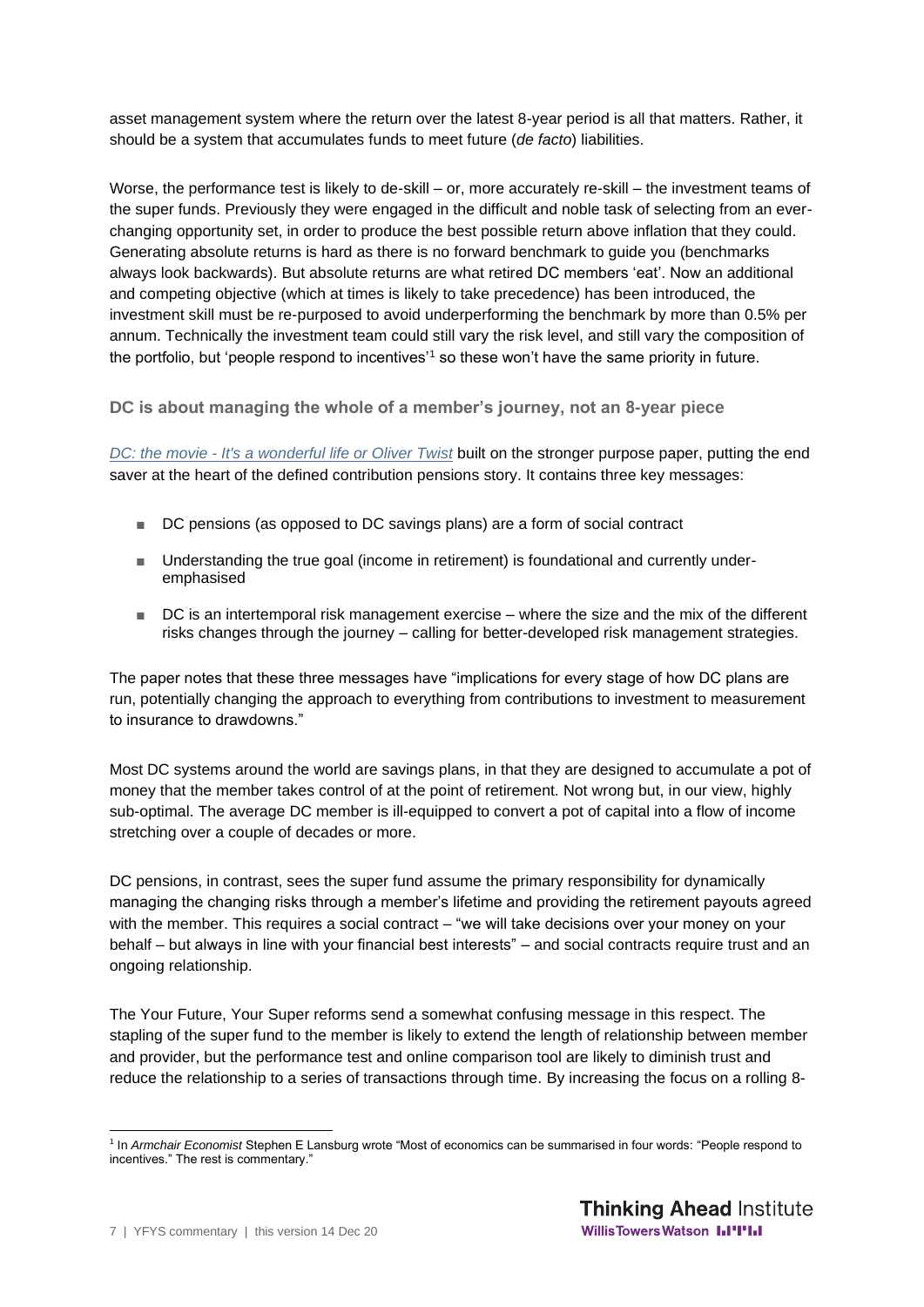asset management system where the return over the latest 8-year period is all that matters. Rather, it should be a system that accumulates funds to meet future (*de facto*) liabilities.

Worse, the performance test is likely to de-skill – or, more accurately re-skill – the investment teams of the super funds. Previously they were engaged in the difficult and noble task of selecting from an ever-changing opportunity set, in order to produce the best possible return above inflation that they could. Generating absolute returns is hard as there is no forward benchmark to guide you (benchmarks always look backwards). But absolute returns are what retired DC members 'eat'. Now an additional and competing objective (which at times is likely to take precedence) has been introduced, the investment skill must be re-purposed to avoid underperforming the benchmark by more than 0.5% per annum. Technically the investment team could still vary the risk level, and still vary the composition of the portfolio, but 'people respond to incentives'[1] so these won't have the same priority in future.

### DC is about managing the whole of a member's journey, not an 8-year piece

*DC: the movie - It's a wonderful life or Oliver Twist* built on the stronger purpose paper, putting the end saver at the heart of the defined contribution pensions story. It contains three key messages:

- DC pensions (as opposed to DC savings plans) are a form of social contract
- Understanding the true goal (income in retirement) is foundational and currently under-emphasised
- DC is an intertemporal risk management exercise – where the size and the mix of the different risks changes through the journey – calling for better-developed risk management strategies.

The paper notes that these three messages have "implications for every stage of how DC plans are run, potentially changing the approach to everything from contributions to investment to measurement to insurance to drawdowns."

Most DC systems around the world are savings plans, in that they are designed to accumulate a pot of money that the member takes control of at the point of retirement. Not wrong but, in our view, highly sub-optimal. The average DC member is ill-equipped to convert a pot of capital into a flow of income stretching over a couple of decades or more.

DC pensions, in contrast, sees the super fund assume the primary responsibility for dynamically managing the changing risks through a member's lifetime and providing the retirement payouts agreed with the member. This requires a social contract – "we will take decisions over your money on your behalf – but always in line with your financial best interests" – and social contracts require trust and an ongoing relationship.

The Your Future, Your Super reforms send a somewhat confusing message in this respect. The stapling of the super fund to the member is likely to extend the length of relationship between member and provider, but the performance test and online comparison tool are likely to diminish trust and reduce the relationship to a series of transactions through time. By increasing the focus on a rolling 8-

---

[1] In *Armchair Economist* Stephen E Lansburg wrote "Most of economics can be summarised in four words: "People respond to incentives." The rest is commentary."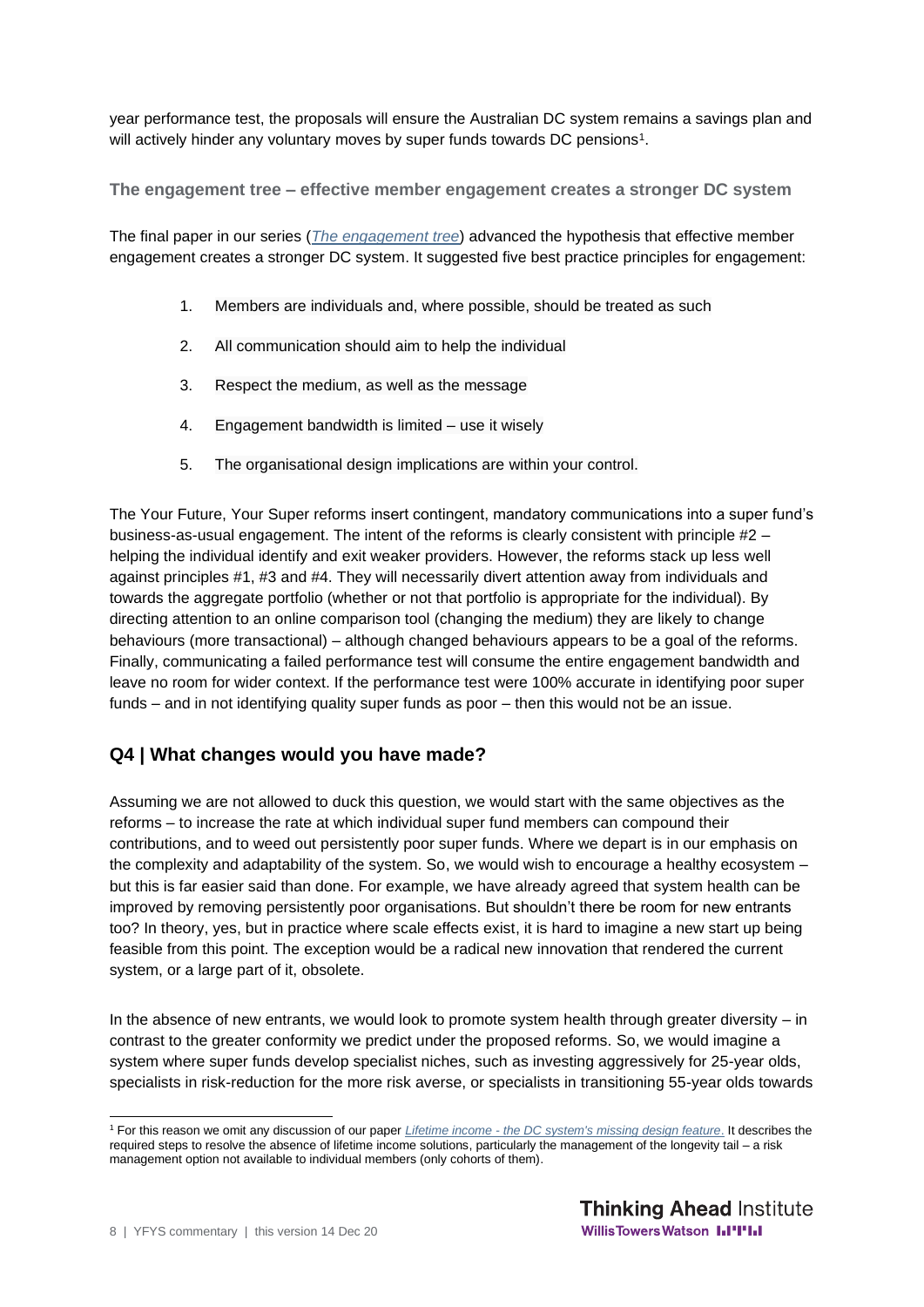year performance test, the proposals will ensure the Australian DC system remains a savings plan and will actively hinder any voluntary moves by super funds towards DC pensions[1].

### The engagement tree – effective member engagement creates a stronger DC system

The final paper in our series (*The engagement tree*) advanced the hypothesis that effective member engagement creates a stronger DC system. It suggested five best practice principles for engagement:

1. Members are individuals and, where possible, should be treated as such
2. All communication should aim to help the individual
3. Respect the medium, as well as the message
4. Engagement bandwidth is limited – use it wisely
5. The organisational design implications are within your control.

The Your Future, Your Super reforms insert contingent, mandatory communications into a super fund's business-as-usual engagement. The intent of the reforms is clearly consistent with principle #2 – helping the individual identify and exit weaker providers. However, the reforms stack up less well against principles #1, #3 and #4. They will necessarily divert attention away from individuals and towards the aggregate portfolio (whether or not that portfolio is appropriate for the individual). By directing attention to an online comparison tool (changing the medium) they are likely to change behaviours (more transactional) – although changed behaviours appears to be a goal of the reforms. Finally, communicating a failed performance test will consume the entire engagement bandwidth and leave no room for wider context. If the performance test were 100% accurate in identifying poor super funds – and in not identifying quality super funds as poor – then this would not be an issue.

## Q4 | What changes would you have made?

Assuming we are not allowed to duck this question, we would start with the same objectives as the reforms – to increase the rate at which individual super fund members can compound their contributions, and to weed out persistently poor super funds. Where we depart is in our emphasis on the complexity and adaptability of the system. So, we would wish to encourage a healthy ecosystem – but this is far easier said than done. For example, we have already agreed that system health can be improved by removing persistently poor organisations. But shouldn't there be room for new entrants too? In theory, yes, but in practice where scale effects exist, it is hard to imagine a new start up being feasible from this point. The exception would be a radical new innovation that rendered the current system, or a large part of it, obsolete.

In the absence of new entrants, we would look to promote system health through greater diversity – in contrast to the greater conformity we predict under the proposed reforms. So, we would imagine a system where super funds develop specialist niches, such as investing aggressively for 25-year olds, specialists in risk-reduction for the more risk averse, or specialists in transitioning 55-year olds towards

[1] For this reason we omit any discussion of our paper *Lifetime income - the DC system's missing design feature*. It describes the required steps to resolve the absence of lifetime income solutions, particularly the management of the longevity tail – a risk management option not available to individual members (only cohorts of them).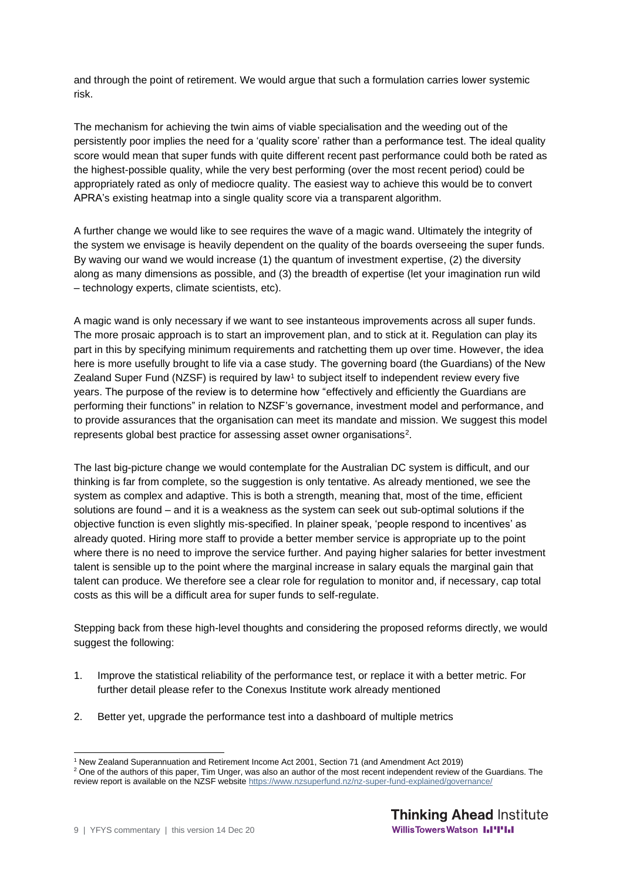and through the point of retirement. We would argue that such a formulation carries lower systemic risk.

The mechanism for achieving the twin aims of viable specialisation and the weeding out of the persistently poor implies the need for a 'quality score' rather than a performance test. The ideal quality score would mean that super funds with quite different recent past performance could both be rated as the highest-possible quality, while the very best performing (over the most recent period) could be appropriately rated as only of mediocre quality. The easiest way to achieve this would be to convert APRA's existing heatmap into a single quality score via a transparent algorithm.

A further change we would like to see requires the wave of a magic wand. Ultimately the integrity of the system we envisage is heavily dependent on the quality of the boards overseeing the super funds. By waving our wand we would increase (1) the quantum of investment expertise, (2) the diversity along as many dimensions as possible, and (3) the breadth of expertise (let your imagination run wild – technology experts, climate scientists, etc).

A magic wand is only necessary if we want to see instantaneous improvements across all super funds. The more prosaic approach is to start an improvement plan, and to stick at it. Regulation can play its part in this by specifying minimum requirements and ratchetting them up over time. However, the idea here is more usefully brought to life via a case study. The governing board (the Guardians) of the New Zealand Super Fund (NZSF) is required by law[1] to subject itself to independent review every five years. The purpose of the review is to determine how "effectively and efficiently the Guardians are performing their functions" in relation to NZSF's governance, investment model and performance, and to provide assurances that the organisation can meet its mandate and mission. We suggest this model represents global best practice for assessing asset owner organisations[2].

The last big-picture change we would contemplate for the Australian DC system is difficult, and our thinking is far from complete, so the suggestion is only tentative. As already mentioned, we see the system as complex and adaptive. This is both a strength, meaning that, most of the time, efficient solutions are found – and it is a weakness as the system can seek out sub-optimal solutions if the objective function is even slightly mis-specified. In plainer speak, 'people respond to incentives' as already quoted. Hiring more staff to provide a better member service is appropriate up to the point where there is no need to improve the service further. And paying higher salaries for better investment talent is sensible up to the point where the marginal increase in salary equals the marginal gain that talent can produce. We therefore see a clear role for regulation to monitor and, if necessary, cap total costs as this will be a difficult area for super funds to self-regulate.

Stepping back from these high-level thoughts and considering the proposed reforms directly, we would suggest the following:

1. Improve the statistical reliability of the performance test, or replace it with a better metric. For further detail please refer to the Conexus Institute work already mentioned
2. Better yet, upgrade the performance test into a dashboard of multiple metrics

---

[1] New Zealand Superannuation and Retirement Income Act 2001, Section 71 (and Amendment Act 2019)

[2] One of the authors of this paper, Tim Unger, was also an author of the most recent independent review of the Guardians. The review report is available on the NZSF website https://www.nzsuperfund.nz/nz-super-fund-explained/governance/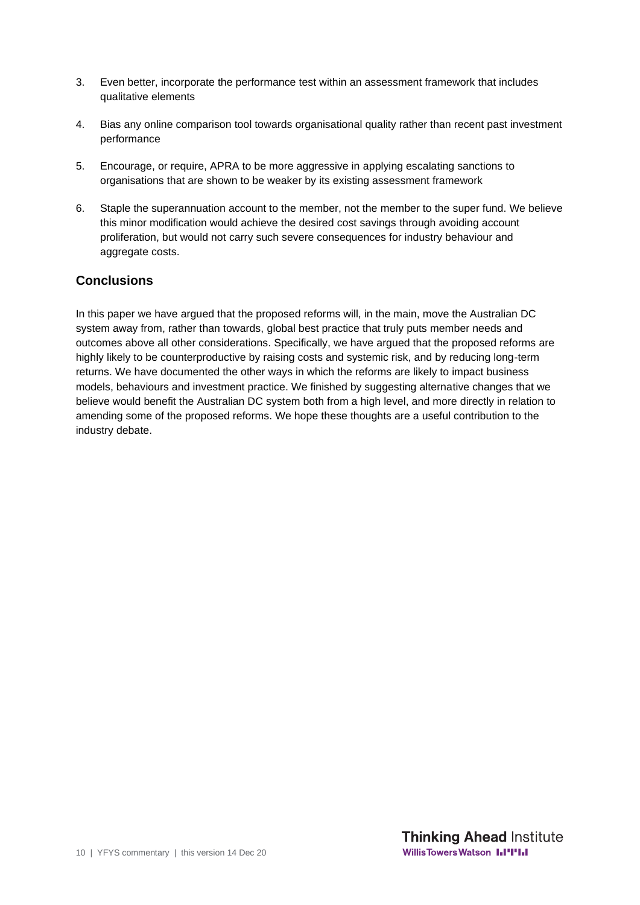3. Even better, incorporate the performance test within an assessment framework that includes qualitative elements

4. Bias any online comparison tool towards organisational quality rather than recent past investment performance

5. Encourage, or require, APRA to be more aggressive in applying escalating sanctions to organisations that are shown to be weaker by its existing assessment framework

6. Staple the superannuation account to the member, not the member to the super fund. We believe this minor modification would achieve the desired cost savings through avoiding account proliferation, but would not carry such severe consequences for industry behaviour and aggregate costs.

## Conclusions

In this paper we have argued that the proposed reforms will, in the main, move the Australian DC system away from, rather than towards, global best practice that truly puts member needs and outcomes above all other considerations. Specifically, we have argued that the proposed reforms are highly likely to be counterproductive by raising costs and systemic risk, and by reducing long-term returns. We have documented the other ways in which the reforms are likely to impact business models, behaviours and investment practice. We finished by suggesting alternative changes that we believe would benefit the Australian DC system both from a high level, and more directly in relation to amending some of the proposed reforms. We hope these thoughts are a useful contribution to the industry debate.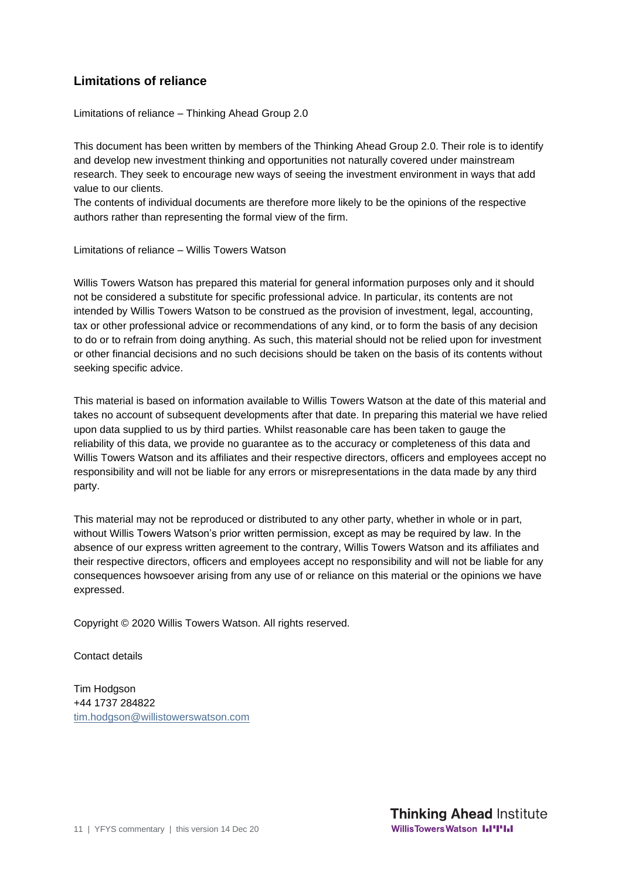## Limitations of reliance

Limitations of reliance – Thinking Ahead Group 2.0

This document has been written by members of the Thinking Ahead Group 2.0. Their role is to identify and develop new investment thinking and opportunities not naturally covered under mainstream research. They seek to encourage new ways of seeing the investment environment in ways that add value to our clients.
The contents of individual documents are therefore more likely to be the opinions of the respective authors rather than representing the formal view of the firm.

Limitations of reliance – Willis Towers Watson

Willis Towers Watson has prepared this material for general information purposes only and it should not be considered a substitute for specific professional advice. In particular, its contents are not intended by Willis Towers Watson to be construed as the provision of investment, legal, accounting, tax or other professional advice or recommendations of any kind, or to form the basis of any decision to do or to refrain from doing anything. As such, this material should not be relied upon for investment or other financial decisions and no such decisions should be taken on the basis of its contents without seeking specific advice.

This material is based on information available to Willis Towers Watson at the date of this material and takes no account of subsequent developments after that date. In preparing this material we have relied upon data supplied to us by third parties. Whilst reasonable care has been taken to gauge the reliability of this data, we provide no guarantee as to the accuracy or completeness of this data and Willis Towers Watson and its affiliates and their respective directors, officers and employees accept no responsibility and will not be liable for any errors or misrepresentations in the data made by any third party.

This material may not be reproduced or distributed to any other party, whether in whole or in part, without Willis Towers Watson's prior written permission, except as may be required by law. In the absence of our express written agreement to the contrary, Willis Towers Watson and its affiliates and their respective directors, officers and employees accept no responsibility and will not be liable for any consequences howsoever arising from any use of or reliance on this material or the opinions we have expressed.

Copyright © 2020 Willis Towers Watson. All rights reserved.

Contact details

Tim Hodgson
+44 1737 284822
tim.hodgson@willistowerswatson.com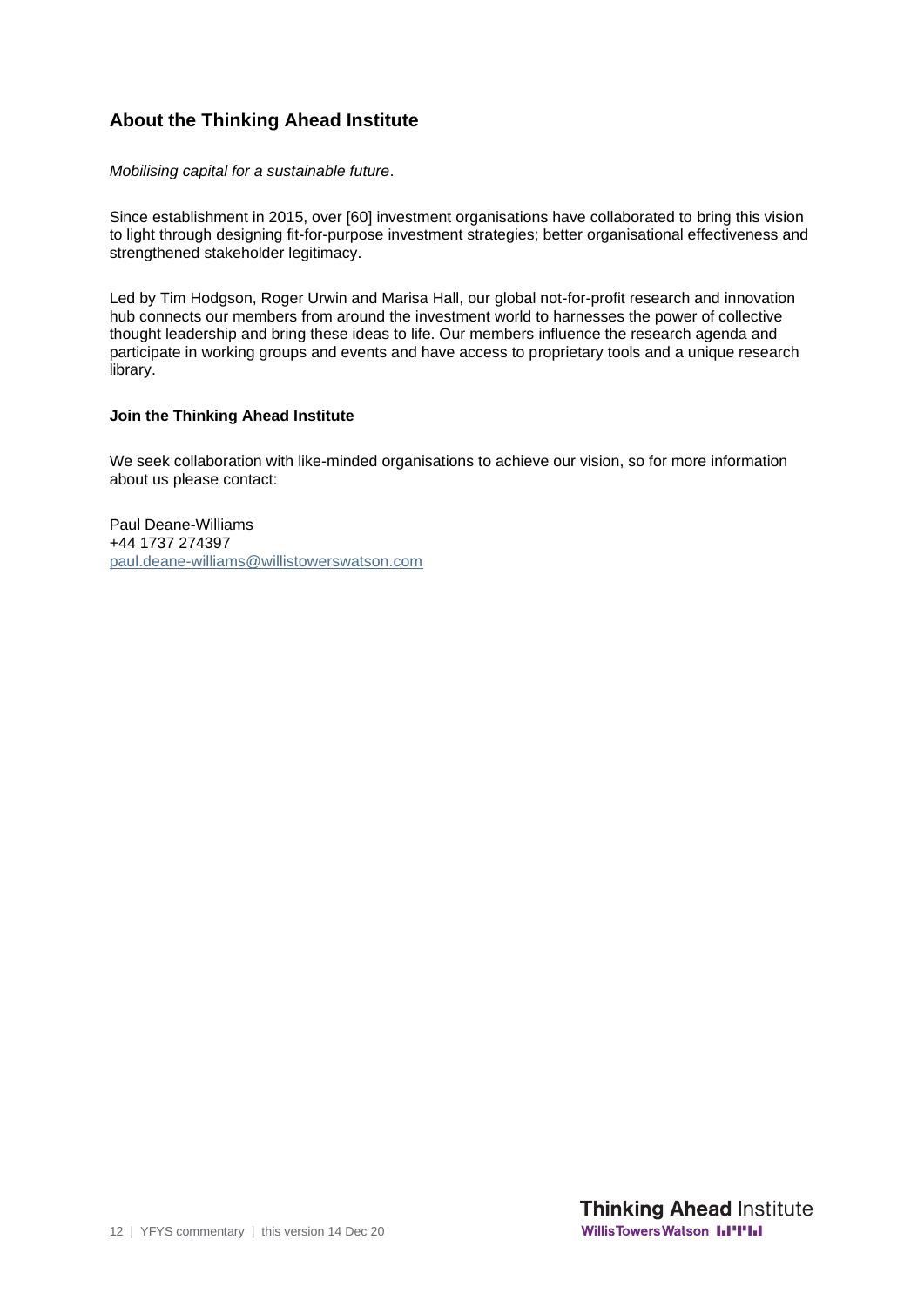## About the Thinking Ahead Institute

*Mobilising capital for a sustainable future*.

Since establishment in 2015, over [60] investment organisations have collaborated to bring this vision to light through designing fit-for-purpose investment strategies; better organisational effectiveness and strengthened stakeholder legitimacy.

Led by Tim Hodgson, Roger Urwin and Marisa Hall, our global not-for-profit research and innovation hub connects our members from around the investment world to harnesses the power of collective thought leadership and bring these ideas to life. Our members influence the research agenda and participate in working groups and events and have access to proprietary tools and a unique research library.

### Join the Thinking Ahead Institute

We seek collaboration with like-minded organisations to achieve our vision, so for more information about us please contact:

Paul Deane-Williams
+44 1737 274397
paul.deane-williams@willistowerswatson.com